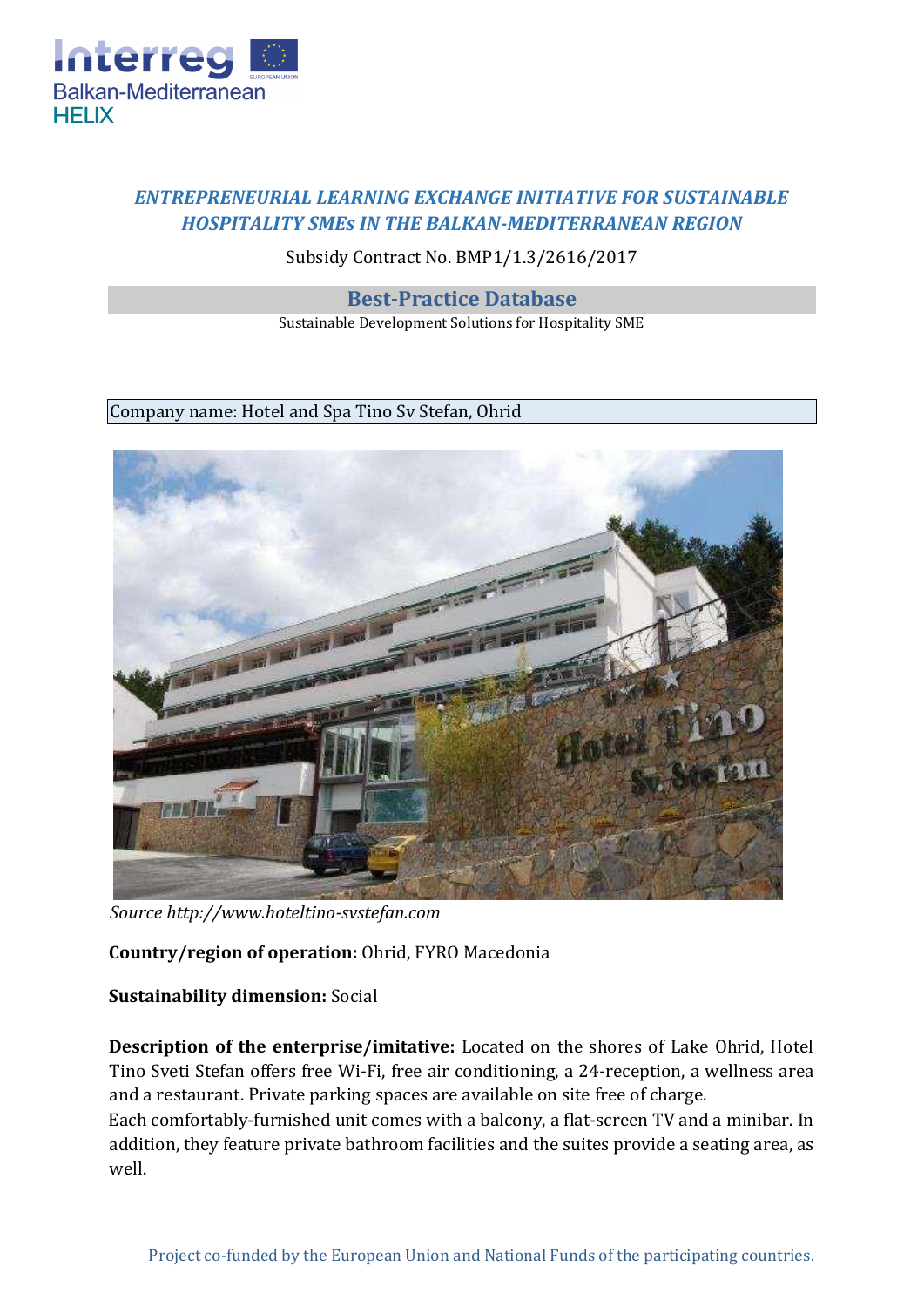## *ENTREPRENEURIAL LEARNING EXCHANGE INITIATIVE FOR SUSTAINABLE HOSPITALITY SMEs IN THE BALKAN-MEDITERRANEAN REGION*

Subsidy Contract No. BMP1/1.3/2616/2017

### Best-Practice Database

Sustainable Development Solutions for Hospitality SME

Company name: Hotel and Spa Tino Sv Stefan, Ohrid

*Source http://www.hoteltino-svstefan.com*

**Country/region of operation:** Ohrid, FYRO Macedonia

**Sustainability dimension:** Social

**Description of the enterprise/imitative:** Located on the shores of Lake Ohrid, Hotel Tino Sveti Stefan offers free Wi-Fi, free air conditioning, a 24-reception, a wellness area and a restaurant. Private parking spaces are available on site free of charge.
Each comfortably-furnished unit comes with a balcony, a flat-screen TV and a minibar. In addition, they feature private bathroom facilities and the suites provide a seating area, as well.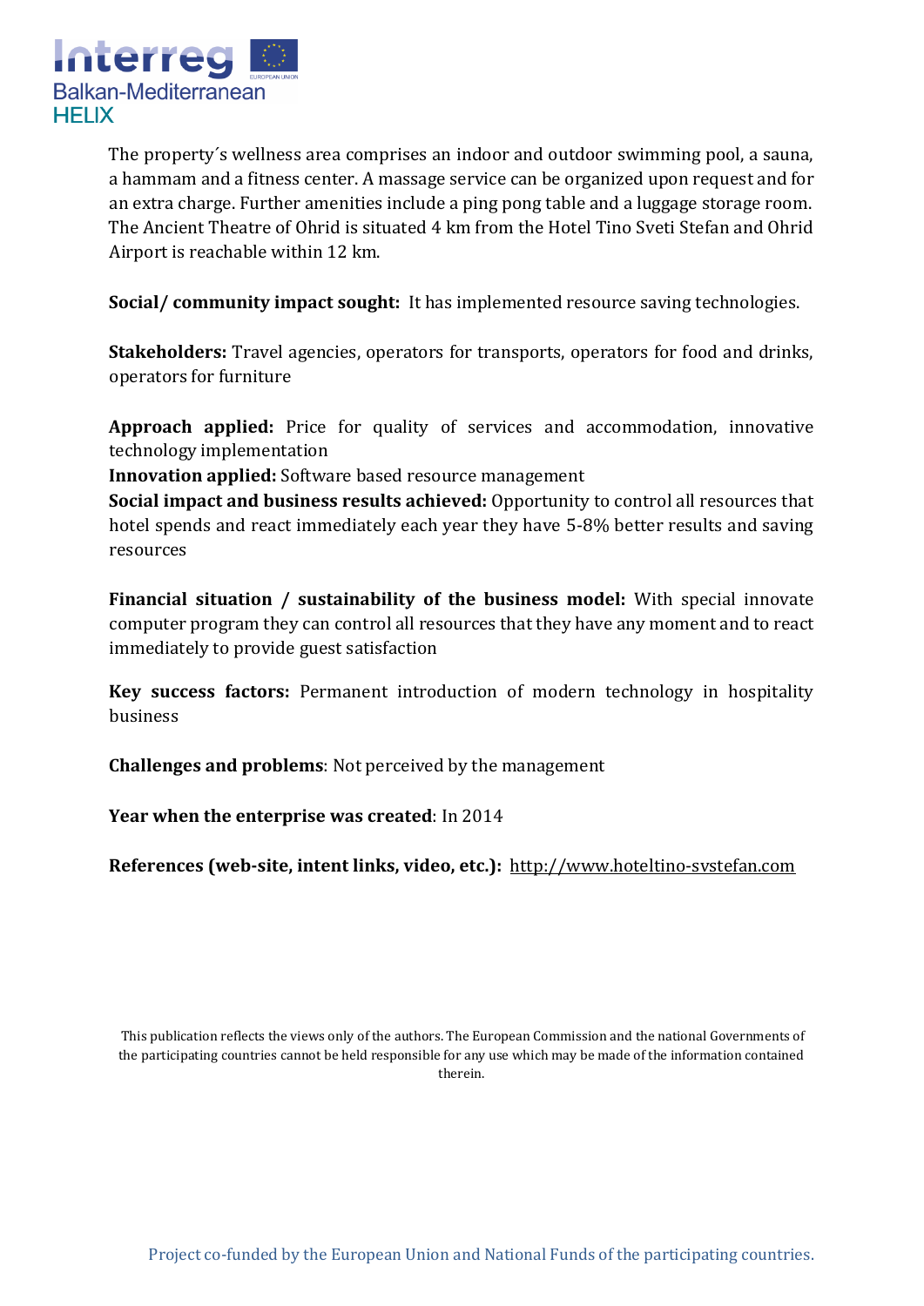The property´s wellness area comprises an indoor and outdoor swimming pool, a sauna, a hammam and a fitness center. A massage service can be organized upon request and for an extra charge. Further amenities include a ping pong table and a luggage storage room. The Ancient Theatre of Ohrid is situated 4 km from the Hotel Tino Sveti Stefan and Ohrid Airport is reachable within 12 km.

**Social/ community impact sought:** It has implemented resource saving technologies.

**Stakeholders:** Travel agencies, operators for transports, operators for food and drinks, operators for furniture

**Approach applied:** Price for quality of services and accommodation, innovative technology implementation

**Innovation applied:** Software based resource management

**Social impact and business results achieved:** Opportunity to control all resources that hotel spends and react immediately each year they have 5-8% better results and saving resources

**Financial situation / sustainability of the business model:** With special innovate computer program they can control all resources that they have any moment and to react immediately to provide guest satisfaction

**Key success factors:** Permanent introduction of modern technology in hospitality business

**Challenges and problems**: Not perceived by the management

**Year when the enterprise was created**: In 2014

**References (web-site, intent links, video, etc.):** http://www.hoteltino-svstefan.com

This publication reflects the views only of the authors. The European Commission and the national Governments of the participating countries cannot be held responsible for any use which may be made of the information contained therein.